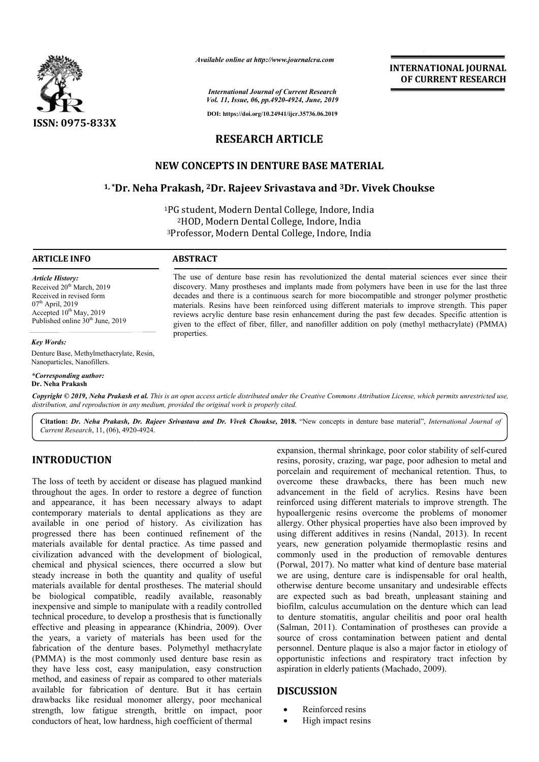# RESEARCH ARTICLE

## NEW CONCEPTS IN DENTURE BASE MATERIAL

**[1,*]Dr. Neha Prakash, [2]Dr. Rajeev Srivastava and [3]Dr. Vivek Choukse**

[1]PG student, Modern Dental College, Indore, India
[2]HOD, Modern Dental College, Indore, India
[3]Professor, Modern Dental College, Indore, India

**ARTICLE INFO**

*Article History:*
Received 20[th] March, 2019
Received in revised form
07[th] April, 2019
Accepted 10[th] May, 2019
Published online 30[th] June, 2019

*Key Words:*
Denture Base, Methylmethacrylate, Resin, Nanoparticles, Nanofillers.

**\*Corresponding author:**
**Dr. Neha Prakash**

**ABSTRACT**

The use of denture base resin has revolutionized the dental material sciences ever since their discovery. Many prostheses and implants made from polymers have been in use for the last three decades and there is a continuous search for more biocompatible and stronger polymer prosthetic materials. Resins have been reinforced using different materials to improve strength. This paper reviews acrylic denture base resin enhancement during the past few decades. Specific attention is given to the effect of fiber, filler, and nanofiller addition on poly (methyl methacrylate) (PMMA) properties.

*Copyright © 2019, Neha Prakash et al. This is an open access article distributed under the Creative Commons Attribution License, which permits unrestricted use, distribution, and reproduction in any medium, provided the original work is properly cited.*

**Citation:** *Dr. Neha Prakash, Dr. Rajeev Srivastava and Dr. Vivek Choukse*, **2018.** "New concepts in denture base material", *International Journal of Current Research*, 11, (06), 4920-4924.

## INTRODUCTION

The loss of teeth by accident or disease has plagued mankind throughout the ages. In order to restore a degree of function and appearance, it has been necessary always to adapt contemporary materials to dental applications as they are available in one period of history. As civilization has progressed there has been continued refinement of the materials available for dental practice. As time passed and civilization advanced with the development of biological, chemical and physical sciences, there occurred a slow but steady increase in both the quantity and quality of useful materials available for dental prostheses. The material should be biological compatible, readily available, reasonably inexpensive and simple to manipulate with a readily controlled technical procedure, to develop a prosthesis that is functionally effective and pleasing in appearance (Khindria, 2009). Over the years, a variety of materials has been used for the fabrication of the denture bases. Polymethyl methacrylate (PMMA) is the most commonly used denture base resin as they have less cost, easy manipulation, easy construction method, and easiness of repair as compared to other materials available for fabrication of denture. But it has certain drawbacks like residual monomer allergy, poor mechanical strength, low fatigue strength, brittle on impact, poor conductors of heat, low hardness, high coefficient of thermal expansion, thermal shrinkage, poor color stability of self-cured resins, porosity, crazing, war page, poor adhesion to metal and porcelain and requirement of mechanical retention. Thus, to overcome these drawbacks, there has been much new advancement in the field of acrylics. Resins have been reinforced using different materials to improve strength. The hypoallergenic resins overcome the problems of monomer allergy. Other physical properties have also been improved by using different additives in resins (Nandal, 2013). In recent years, new generation polyamide thermoplastic resins and commonly used in the production of removable dentures (Porwal, 2017). No matter what kind of denture base material we are using, denture care is indispensable for oral health, otherwise denture become unsanitary and undesirable effects are expected such as bad breath, unpleasant staining and biofilm, calculus accumulation on the denture which can lead to denture stomatitis, angular cheilitis and poor oral health (Salman, 2011). Contamination of prostheses can provide a source of cross contamination between patient and dental personnel. Denture plaque is also a major factor in etiology of opportunistic infections and respiratory tract infection by aspiration in elderly patients (Machado, 2009).

## DISCUSSION

- Reinforced resins
- High impact resins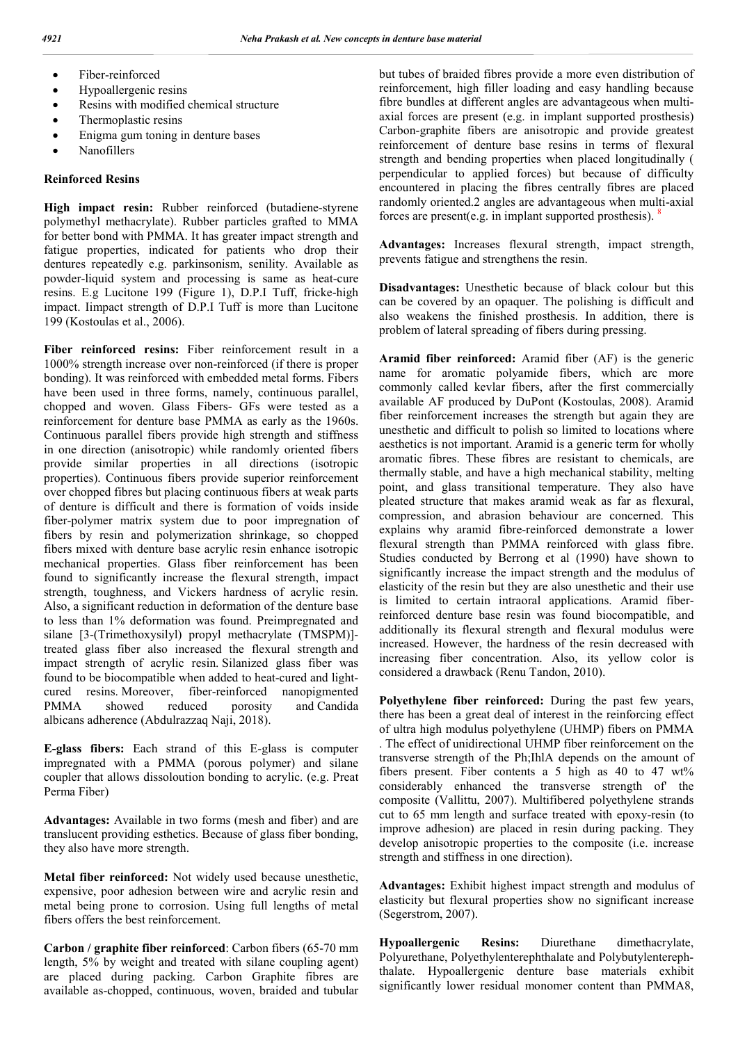- Fiber-reinforced
- Hypoallergenic resins
- Resins with modified chemical structure
- Thermoplastic resins
- Enigma gum toning in denture bases
- Nanofillers

**Reinforced Resins**

**High impact resin:** Rubber reinforced (butadiene-styrene polymethyl methacrylate). Rubber particles grafted to MMA for better bond with PMMA. It has greater impact strength and fatigue properties, indicated for patients who drop their dentures repeatedly e.g. parkinsonism, senility. Available as powder-liquid system and processing is same as heat-cure resins. E.g Lucitone 199 (Figure 1), D.P.I Tuff, fricke-high impact. Iimpact strength of D.P.I Tuff is more than Lucitone 199 (Kostoulas et al., 2006).

**Fiber reinforced resins:** Fiber reinforcement result in a 1000% strength increase over non-reinforced (if there is proper bonding). It was reinforced with embedded metal forms. Fibers have been used in three forms, namely, continuous parallel, chopped and woven. Glass Fibers- GFs were tested as a reinforcement for denture base PMMA as early as the 1960s. Continuous parallel fibers provide high strength and stiffness in one direction (anisotropic) while randomly oriented fibers provide similar properties in all directions (isotropic properties). Continuous fibers provide superior reinforcement over chopped fibres but placing continuous fibers at weak parts of denture is difficult and there is formation of voids inside fiber-polymer matrix system due to poor impregnation of fibers by resin and polymerization shrinkage, so chopped fibers mixed with denture base acrylic resin enhance isotropic mechanical properties. Glass fiber reinforcement has been found to significantly increase the flexural strength, impact strength, toughness, and Vickers hardness of acrylic resin. Also, a significant reduction in deformation of the denture base to less than 1% deformation was found. Preimpregnated and silane [3-(Trimethoxysilyl) propyl methacrylate (TMSPM)]-treated glass fiber also increased the flexural strength and impact strength of acrylic resin. Silanized glass fiber was found to be biocompatible when added to heat-cured and light-cured resins. Moreover, fiber-reinforced nanopigmented PMMA showed reduced porosity and Candida albicans adherence (Abdulrazzaq Naji, 2018).

**E-glass fibers:** Each strand of this E-glass is computer impregnated with a PMMA (porous polymer) and silane coupler that allows dissoloution bonding to acrylic. (e.g. Preat Perma Fiber)

**Advantages:** Available in two forms (mesh and fiber) and are translucent providing esthetics. Because of glass fiber bonding, they also have more strength.

**Metal fiber reinforced:** Not widely used because unesthetic, expensive, poor adhesion between wire and acrylic resin and metal being prone to corrosion. Using full lengths of metal fibers offers the best reinforcement.

**Carbon / graphite fiber reinforced**: Carbon fibers (65-70 mm length, 5% by weight and treated with silane coupling agent) are placed during packing. Carbon Graphite fibres are available as-chopped, continuous, woven, braided and tubular but tubes of braided fibres provide a more even distribution of reinforcement, high filler loading and easy handling because fibre bundles at different angles are advantageous when multi-axial forces are present (e.g. in implant supported prosthesis) Carbon-graphite fibers are anisotropic and provide greatest reinforcement of denture base resins in terms of flexural strength and bending properties when placed longitudinally ( perpendicular to applied forces) but because of difficulty encountered in placing the fibres centrally fibres are placed randomly oriented.2 angles are advantageous when multi-axial forces are present(e.g. in implant supported prosthesis). [8]

**Advantages:** Increases flexural strength, impact strength, prevents fatigue and strengthens the resin.

**Disadvantages:** Unesthetic because of black colour but this can be covered by an opaquer. The polishing is difficult and also weakens the finished prosthesis. In addition, there is problem of lateral spreading of fibers during pressing.

**Aramid fiber reinforced:** Aramid fiber (AF) is the generic name for aromatic polyamide fibers, which arc more commonly called kevlar fibers, after the first commercially available AF produced by DuPont (Kostoulas, 2008). Aramid fiber reinforcement increases the strength but again they are unesthetic and difficult to polish so limited to locations where aesthetics is not important. Aramid is a generic term for wholly aromatic fibres. These fibres are resistant to chemicals, are thermally stable, and have a high mechanical stability, melting point, and glass transitional temperature. They also have pleated structure that makes aramid weak as far as flexural, compression, and abrasion behaviour are concerned. This explains why aramid fibre-reinforced demonstrate a lower flexural strength than PMMA reinforced with glass fibre. Studies conducted by Berrong et al (1990) have shown to significantly increase the impact strength and the modulus of elasticity of the resin but they are also unesthetic and their use is limited to certain intraoral applications. Aramid fiber-reinforced denture base resin was found biocompatible, and additionally its flexural strength and flexural modulus were increased. However, the hardness of the resin decreased with increasing fiber concentration. Also, its yellow color is considered a drawback (Renu Tandon, 2010).

**Polyethylene fiber reinforced:** During the past few years, there has been a great deal of interest in the reinforcing effect of ultra high modulus polyethylene (UHMP) fibers on PMMA . The effect of unidirectional UHMP fiber reinforcement on the transverse strength of the Ph;IhlA depends on the amount of fibers present. Fiber contents a 5 high as 40 to 47 wt% considerably enhanced the transverse strength of' the composite (Vallittu, 2007). Multifibered polyethylene strands cut to 65 mm length and surface treated with epoxy-resin (to improve adhesion) are placed in resin during packing. They develop anisotropic properties to the composite (i.e. increase strength and stiffness in one direction).

**Advantages:** Exhibit highest impact strength and modulus of elasticity but flexural properties show no significant increase (Segerstrom, 2007).

**Hypoallergenic Resins:** Diurethane dimethacrylate, Polyurethane, Polyethylenterephthalate and Polybutylenterephthalate. Hypoallergenic denture base materials exhibit significantly lower residual monomer content than PMMA8,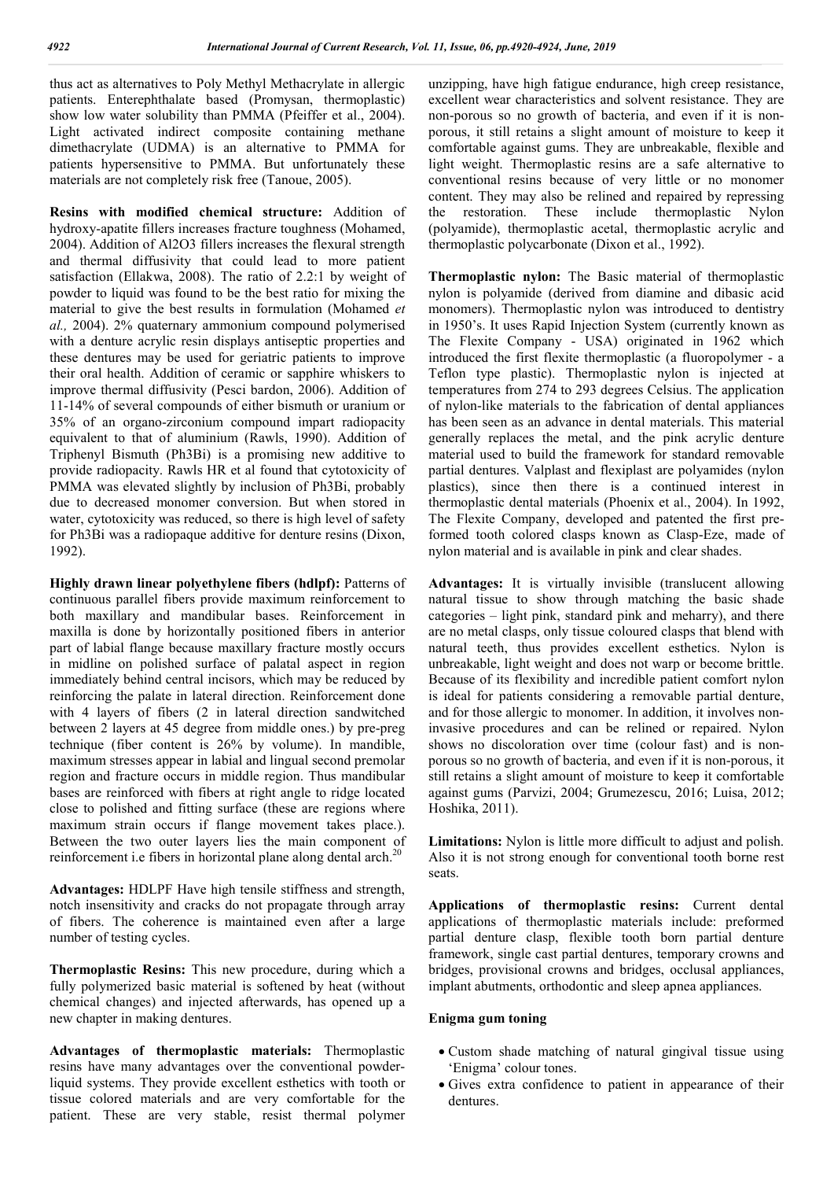thus act as alternatives to Poly Methyl Methacrylate in allergic patients. Enterephthalate based (Promysan, thermoplastic) show low water solubility than PMMA (Pfeiffer et al., 2004). Light activated indirect composite containing methane dimethacrylate (UDMA) is an alternative to PMMA for patients hypersensitive to PMMA. But unfortunately these materials are not completely risk free (Tanoue, 2005).

**Resins with modified chemical structure:** Addition of hydroxy-apatite fillers increases fracture toughness (Mohamed, 2004). Addition of $Al_2O_3$ fillers increases the flexural strength and thermal diffusivity that could lead to more patient satisfaction (Ellakwa, 2008). The ratio of 2.2:1 by weight of powder to liquid was found to be the best ratio for mixing the material to give the best results in formulation (Mohamed *et al.,* 2004). 2% quaternary ammonium compound polymerised with a denture acrylic resin displays antiseptic properties and these dentures may be used for geriatric patients to improve their oral health. Addition of ceramic or sapphire whiskers to improve thermal diffusivity (Pesci bardon, 2006). Addition of 11-14% of several compounds of either bismuth or uranium or 35% of an organo-zirconium compound impart radiopacity equivalent to that of aluminium (Rawls, 1990). Addition of Triphenyl Bismuth ($Ph_3Bi$) is a promising new additive to provide radiopacity. Rawls HR et al found that cytotoxicity of PMMA was elevated slightly by inclusion of $Ph_3Bi$, probably due to decreased monomer conversion. But when stored in water, cytotoxicity was reduced, so there is high level of safety for $Ph_3Bi$ was a radiopaque additive for denture resins (Dixon, 1992).

**Highly drawn linear polyethylene fibers (hdlpf):** Patterns of continuous parallel fibers provide maximum reinforcement to both maxillary and mandibular bases. Reinforcement in maxilla is done by horizontally positioned fibers in anterior part of labial flange because maxillary fracture mostly occurs in midline on polished surface of palatal aspect in region immediately behind central incisors, which may be reduced by reinforcing the palate in lateral direction. Reinforcement done with 4 layers of fibers (2 in lateral direction sandwitched between 2 layers at 45 degree from middle ones.) by pre-preg technique (fiber content is 26% by volume). In mandible, maximum stresses appear in labial and lingual second premolar region and fracture occurs in middle region. Thus mandibular bases are reinforced with fibers at right angle to ridge located close to polished and fitting surface (these are regions where maximum strain occurs if flange movement takes place.). Between the two outer layers lies the main component of reinforcement i.e fibers in horizontal plane along dental arch.[20]

**Advantages:** HDLPF Have high tensile stiffness and strength, notch insensitivity and cracks do not propagate through array of fibers. The coherence is maintained even after a large number of testing cycles.

**Thermoplastic Resins:** This new procedure, during which a fully polymerized basic material is softened by heat (without chemical changes) and injected afterwards, has opened up a new chapter in making dentures.

**Advantages of thermoplastic materials:** Thermoplastic resins have many advantages over the conventional powder-liquid systems. They provide excellent esthetics with tooth or tissue colored materials and are very comfortable for the patient. These are very stable, resist thermal polymer unzipping, have high fatigue endurance, high creep resistance, excellent wear characteristics and solvent resistance. They are non-porous so no growth of bacteria, and even if it is non-porous, it still retains a slight amount of moisture to keep it comfortable against gums. They are unbreakable, flexible and light weight. Thermoplastic resins are a safe alternative to conventional resins because of very little or no monomer content. They may also be relined and repaired by repressing the restoration. These include thermoplastic Nylon (polyamide), thermoplastic acetal, thermoplastic acrylic and thermoplastic polycarbonate (Dixon et al., 1992).

**Thermoplastic nylon:** The Basic material of thermoplastic nylon is polyamide (derived from diamine and dibasic acid monomers). Thermoplastic nylon was introduced to dentistry in 1950's. It uses Rapid Injection System (currently known as The Flexite Company - USA) originated in 1962 which introduced the first flexite thermoplastic (a fluoropolymer - a Teflon type plastic). Thermoplastic nylon is injected at temperatures from 274 to 293 degrees Celsius. The application of nylon-like materials to the fabrication of dental appliances has been seen as an advance in dental materials. This material generally replaces the metal, and the pink acrylic denture material used to build the framework for standard removable partial dentures. Valplast and flexiplast are polyamides (nylon plastics), since then there is a continued interest in thermoplastic dental materials (Phoenix et al., 2004). In 1992, The Flexite Company, developed and patented the first pre-formed tooth colored clasps known as Clasp-Eze, made of nylon material and is available in pink and clear shades.

**Advantages:** It is virtually invisible (translucent allowing natural tissue to show through matching the basic shade categories – light pink, standard pink and meharry), and there are no metal clasps, only tissue coloured clasps that blend with natural teeth, thus provides excellent esthetics. Nylon is unbreakable, light weight and does not warp or become brittle. Because of its flexibility and incredible patient comfort nylon is ideal for patients considering a removable partial denture, and for those allergic to monomer. In addition, it involves non-invasive procedures and can be relined or repaired. Nylon shows no discoloration over time (colour fast) and is non-porous so no growth of bacteria, and even if it is non-porous, it still retains a slight amount of moisture to keep it comfortable against gums (Parvizi, 2004; Grumezescu, 2016; Luisa, 2012; Hoshika, 2011).

**Limitations:** Nylon is little more difficult to adjust and polish. Also it is not strong enough for conventional tooth borne rest seats.

**Applications of thermoplastic resins:** Current dental applications of thermoplastic materials include: preformed partial denture clasp, flexible tooth born partial denture framework, single cast partial dentures, temporary crowns and bridges, provisional crowns and bridges, occlusal appliances, implant abutments, orthodontic and sleep apnea appliances.

**Enigma gum toning**

- Custom shade matching of natural gingival tissue using 'Enigma' colour tones.
- Gives extra confidence to patient in appearance of their dentures.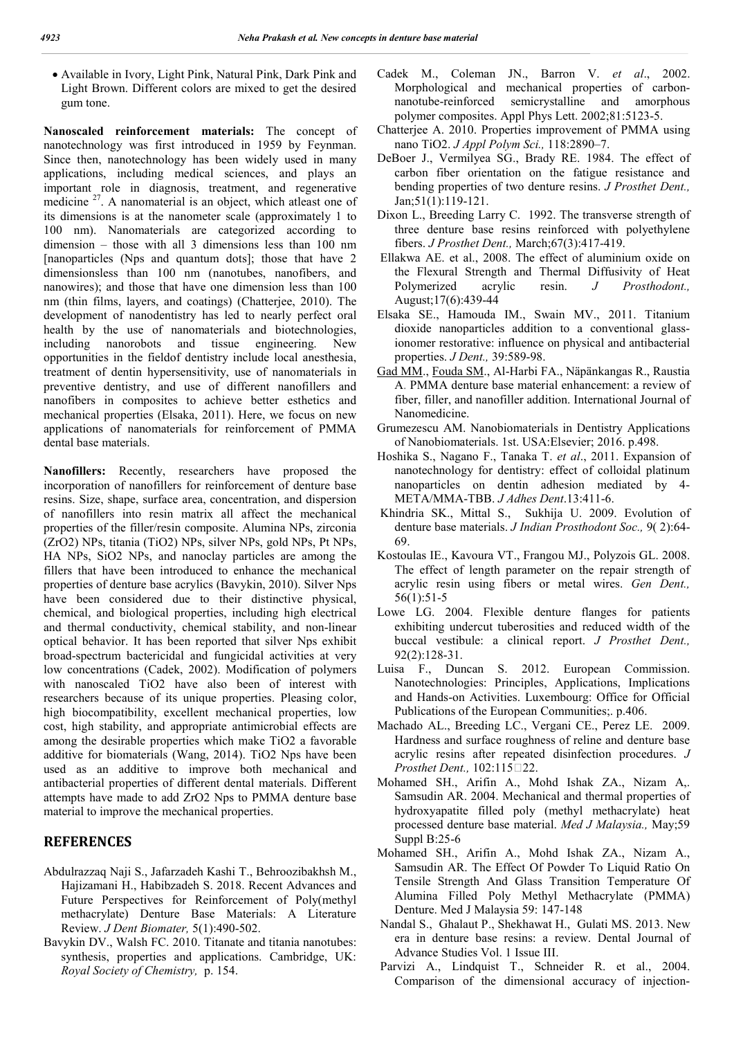- Available in Ivory, Light Pink, Natural Pink, Dark Pink and Light Brown. Different colors are mixed to get the desired gum tone.

**Nanoscaled reinforcement materials:** The concept of nanotechnology was first introduced in 1959 by Feynman. Since then, nanotechnology has been widely used in many applications, including medical sciences, and plays an important role in diagnosis, treatment, and regenerative medicine [27]. A nanomaterial is an object, which atleast one of its dimensions is at the nanometer scale (approximately 1 to 100 nm). Nanomaterials are categorized according to dimension – those with all 3 dimensions less than 100 nm [nanoparticles (Nps and quantum dots]; those that have 2 dimensionsless than 100 nm (nanotubes, nanofibers, and nanowires); and those that have one dimension less than 100 nm (thin films, layers, and coatings) (Chatterjee, 2010). The development of nanodentistry has led to nearly perfect oral health by the use of nanomaterials and biotechnologies, including nanorobots and tissue engineering. New opportunities in the fieldof dentistry include local anesthesia, treatment of dentin hypersensitivity, use of nanomaterials in preventive dentistry, and use of different nanofillers and nanofibers in composites to achieve better esthetics and mechanical properties (Elsaka, 2011). Here, we focus on new applications of nanomaterials for reinforcement of PMMA dental base materials.

**Nanofillers:** Recently, researchers have proposed the incorporation of nanofillers for reinforcement of denture base resins. Size, shape, surface area, concentration, and dispersion of nanofillers into resin matrix all affect the mechanical properties of the filler/resin composite. Alumina NPs, zirconia ($ZrO_2$) NPs, titania ($TiO_2$) NPs, silver NPs, gold NPs, Pt NPs, HA NPs, $SiO_2$ NPs, and nanoclay particles are among the fillers that have been introduced to enhance the mechanical properties of denture base acrylics (Bavykin, 2010). Silver Nps have been considered due to their distinctive physical, chemical, and biological properties, including high electrical and thermal conductivity, chemical stability, and non-linear optical behavior. It has been reported that silver Nps exhibit broad-spectrum bactericidal and fungicidal activities at very low concentrations (Cadek, 2002). Modification of polymers with nanoscaled $TiO_2$ have also been of interest with researchers because of its unique properties. Pleasing color, high biocompatibility, excellent mechanical properties, low cost, high stability, and appropriate antimicrobial effects are among the desirable properties which make $TiO_2$ a favorable additive for biomaterials (Wang, 2014). $TiO_2$ Nps have been used as an additive to improve both mechanical and antibacterial properties of different dental materials. Different attempts have made to add $ZrO_2$ Nps to PMMA denture base material to improve the mechanical properties.

## REFERENCES

Abdulrazzaq Naji S., Jafarzadeh Kashi T., Behroozibakhsh M., Hajizamani H., Habibzadeh S. 2018. Recent Advances and Future Perspectives for Reinforcement of Poly(methyl methacrylate) Denture Base Materials: A Literature Review. *J Dent Biomater,* 5(1):490-502.

Bavykin DV., Walsh FC. 2010. Titanate and titania nanotubes: synthesis, properties and applications. Cambridge, UK: *Royal Society of Chemistry,* p. 154.

Cadek M., Coleman JN., Barron V. *et al*., 2002. Morphological and mechanical properties of carbon-nanotube-reinforced semicrystalline and amorphous polymer composites. Appl Phys Lett. 2002;81:5123-5.

Chatterjee A. 2010. Properties improvement of PMMA using nano TiO2. *J Appl Polym Sci.,* 118:2890–7.

DeBoer J., Vermilyea SG., Brady RE. 1984. The effect of carbon fiber orientation on the fatigue resistance and bending properties of two denture resins. *J Prosthet Dent.,* Jan;51(1):119-121.

Dixon L., Breeding Larry C. 1992. The transverse strength of three denture base resins reinforced with polyethylene fibers. *J Prosthet Dent.,* March;67(3):417-419.

Ellakwa AE. et al., 2008. The effect of aluminium oxide on the Flexural Strength and Thermal Diffusivity of Heat Polymerized acrylic resin. *J Prosthodont.,* August;17(6):439-44

Elsaka SE., Hamouda IM., Swain MV., 2011. Titanium dioxide nanoparticles addition to a conventional glass-ionomer restorative: influence on physical and antibacterial properties. *J Dent.,* 39:589-98.

Gad MM., Fouda SM., Al-Harbi FA., Näpänkangas R., Raustia A. PMMA denture base material enhancement: a review of fiber, filler, and nanofiller addition. International Journal of Nanomedicine.

Grumezescu AM. Nanobiomaterials in Dentistry Applications of Nanobiomaterials. 1st. USA:Elsevier; 2016. p.498.

Hoshika S., Nagano F., Tanaka T. *et al*., 2011. Expansion of nanotechnology for dentistry: effect of colloidal platinum nanoparticles on dentin adhesion mediated by 4-META/MMA-TBB. *J Adhes Dent*.13:411-6.

Khindria SK., Mittal S., Sukhija U. 2009. Evolution of denture base materials. *J Indian Prosthodont Soc.,* 9( 2):64-69.

Kostoulas IE., Kavoura VT., Frangou MJ., Polyzois GL. 2008. The effect of length parameter on the repair strength of acrylic resin using fibers or metal wires. *Gen Dent.,* 56(1):51-5

Lowe LG. 2004. Flexible denture flanges for patients exhibiting undercut tuberosities and reduced width of the buccal vestibule: a clinical report. *J Prosthet Dent.,* 92(2):128-31.

Luisa F., Duncan S. 2012. European Commission. Nanotechnologies: Principles, Applications, Implications and Hands-on Activities. Luxembourg: Office for Official Publications of the European Communities;. p.406.

Machado AL., Breeding LC., Vergani CE., Perez LE. 2009. Hardness and surface roughness of reline and denture base acrylic resins after repeated disinfection procedures. *J Prosthet Dent.,* 102:115–22.

Mohamed SH., Arifin A., Mohd Ishak ZA., Nizam A,. Samsudin AR. 2004. Mechanical and thermal properties of hydroxyapatite filled poly (methyl methacrylate) heat processed denture base material. *Med J Malaysia.,* May;59 Suppl B:25-6

Mohamed SH., Arifin A., Mohd Ishak ZA., Nizam A., Samsudin AR. The Effect Of Powder To Liquid Ratio On Tensile Strength And Glass Transition Temperature Of Alumina Filled Poly Methyl Methacrylate (PMMA) Denture. Med J Malaysia 59: 147-148

Nandal S., Ghalaut P., Shekhawat H., Gulati MS. 2013. New era in denture base resins: a review. Dental Journal of Advance Studies Vol. 1 Issue III.

Parvizi A., Lindquist T., Schneider R. et al., 2004. Comparison of the dimensional accuracy of injection-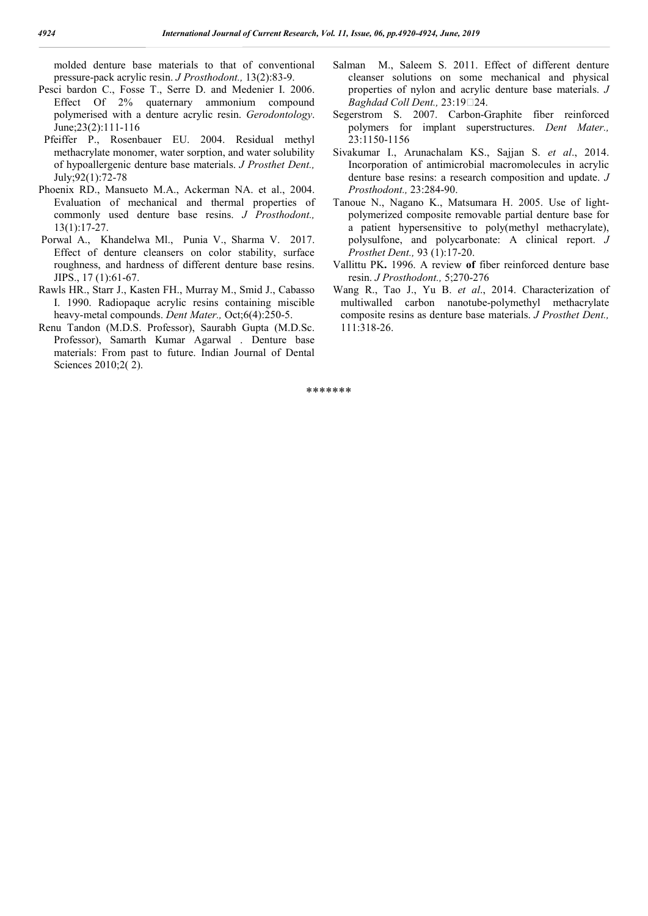molded denture base materials to that of conventional pressure-pack acrylic resin. *J Prosthodont.,* 13(2):83-9.

Pesci bardon C., Fosse T., Serre D. and Medenier I. 2006. Effect Of 2% quaternary ammonium compound polymerised with a denture acrylic resin. *Gerodontology*. June;23(2):111-116

Pfeiffer P., Rosenbauer EU. 2004. Residual methyl methacrylate monomer, water sorption, and water solubility of hypoallergenic denture base materials. *J Prosthet Dent.,* July;92(1):72-78

Phoenix RD., Mansueto M.A., Ackerman NA. et al., 2004. Evaluation of mechanical and thermal properties of commonly used denture base resins. *J Prosthodont.,* 13(1):17-27.

Porwal A., Khandelwa Ml., Punia V., Sharma V. 2017. Effect of denture cleansers on color stability, surface roughness, and hardness of different denture base resins. JIPS., 17 (1):61-67.

Rawls HR., Starr J., Kasten FH., Murray M., Smid J., Cabasso I. 1990. Radiopaque acrylic resins containing miscible heavy-metal compounds. *Dent Mater.,* Oct;6(4):250-5.

Renu Tandon (M.D.S. Professor), Saurabh Gupta (M.D.Sc. Professor), Samarth Kumar Agarwal . Denture base materials: From past to future. Indian Journal of Dental Sciences 2010;2( 2).

Salman M., Saleem S. 2011. Effect of different denture cleanser solutions on some mechanical and physical properties of nylon and acrylic denture base materials. *J Baghdad Coll Dent.,* 23:19□24.

Segerstrom S. 2007. Carbon-Graphite fiber reinforced polymers for implant superstructures. *Dent Mater.,* 23:1150-1156

Sivakumar I., Arunachalam KS., Sajjan S. *et al*., 2014. Incorporation of antimicrobial macromolecules in acrylic denture base resins: a research composition and update. *J Prosthodont.,* 23:284-90.

Tanoue N., Nagano K., Matsumara H. 2005. Use of light-polymerized composite removable partial denture base for a patient hypersensitive to poly(methyl methacrylate), polysulfone, and polycarbonate: A clinical report. *J Prosthet Dent.,* 93 (1):17-20.

Vallittu PK**.** 1996. A review **of** fiber reinforced denture base resin. *J Prosthodont.,* 5;270-276

Wang R., Tao J., Yu B. *et al*., 2014. Characterization of multiwalled carbon nanotube-polymethyl methacrylate composite resins as denture base materials. *J Prosthet Dent.,* 111:318-26.

*******